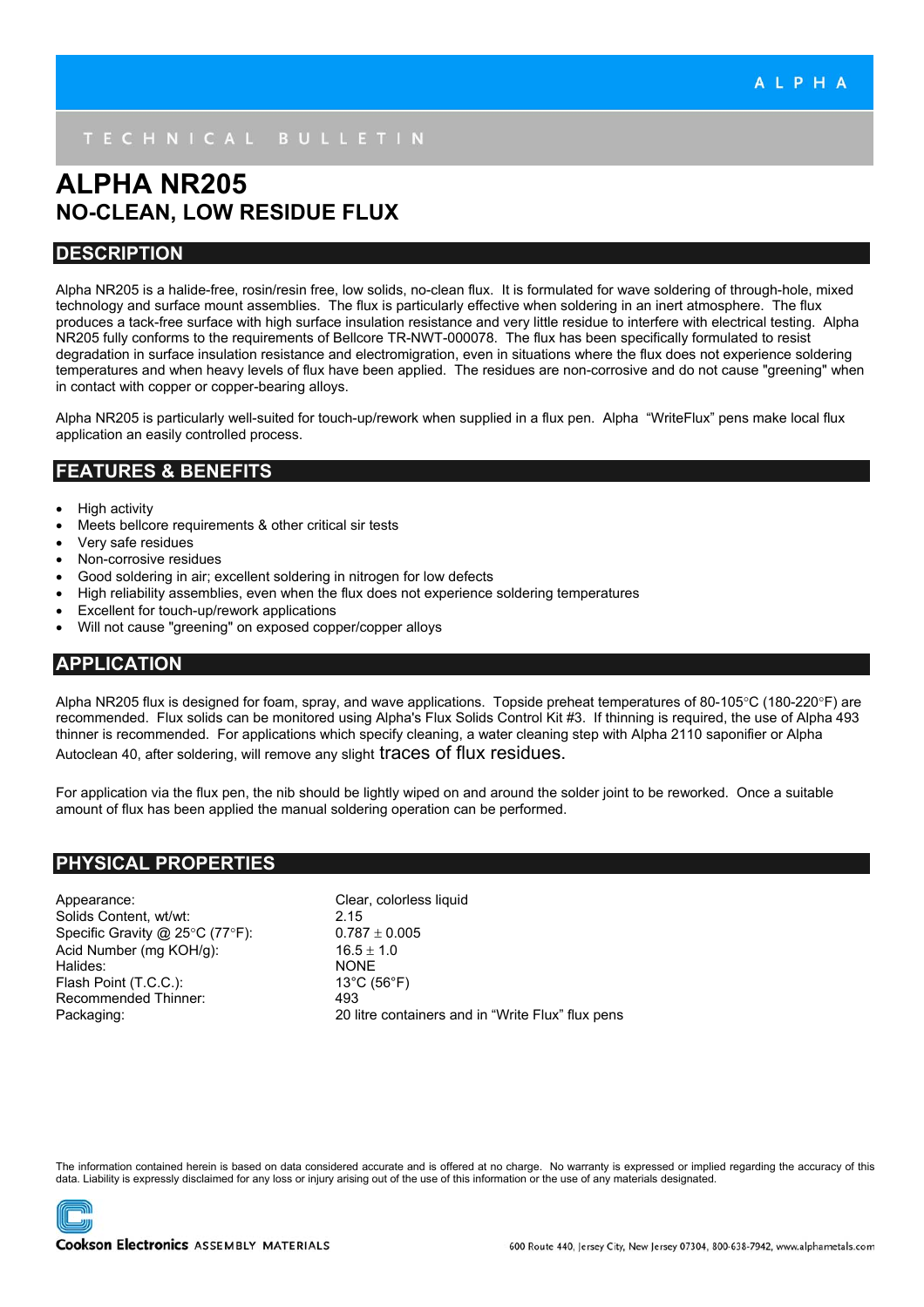ALPHA

TECHNICAL BULLETIN

# ALPHA NR205
## NO-CLEAN, LOW RESIDUE FLUX

## DESCRIPTION

Alpha NR205 is a halide-free, rosin/resin free, low solids, no-clean flux. It is formulated for wave soldering of through-hole, mixed technology and surface mount assemblies. The flux is particularly effective when soldering in an inert atmosphere. The flux produces a tack-free surface with high surface insulation resistance and very little residue to interfere with electrical testing. Alpha NR205 fully conforms to the requirements of Bellcore TR-NWT-000078. The flux has been specifically formulated to resist degradation in surface insulation resistance and electromigration, even in situations where the flux does not experience soldering temperatures and when heavy levels of flux have been applied. The residues are non-corrosive and do not cause "greening" when in contact with copper or copper-bearing alloys.

Alpha NR205 is particularly well-suited for touch-up/rework when supplied in a flux pen. Alpha "WriteFlux" pens make local flux application an easily controlled process.

## FEATURES & BENEFITS

- High activity
- Meets bellcore requirements & other critical sir tests
- Very safe residues
- Non-corrosive residues
- Good soldering in air; excellent soldering in nitrogen for low defects
- High reliability assemblies, even when the flux does not experience soldering temperatures
- Excellent for touch-up/rework applications
- Will not cause "greening" on exposed copper/copper alloys

## APPLICATION

Alpha NR205 flux is designed for foam, spray, and wave applications. Topside preheat temperatures of 80-105°C (180-220°F) are recommended. Flux solids can be monitored using Alpha's Flux Solids Control Kit #3. If thinning is required, the use of Alpha 493 thinner is recommended. For applications which specify cleaning, a water cleaning step with Alpha 2110 saponifier or Alpha Autoclean 40, after soldering, will remove any slight traces of flux residues.

For application via the flux pen, the nib should be lightly wiped on and around the solder joint to be reworked. Once a suitable amount of flux has been applied the manual soldering operation can be performed.

## PHYSICAL PROPERTIES

| | |
|---|---|
| Appearance: | Clear, colorless liquid |
| Solids Content, wt/wt: | 2.15 |
| Specific Gravity @ 25°C (77°F): | 0.787 ± 0.005 |
| Acid Number (mg KOH/g): | 16.5 ± 1.0 |
| Halides: | NONE |
| Flash Point (T.C.C.): | 13°C (56°F) |
| Recommended Thinner: | 493 |
| Packaging: | 20 litre containers and in "Write Flux" flux pens |

The information contained herein is based on data considered accurate and is offered at no charge. No warranty is expressed or implied regarding the accuracy of this data. Liability is expressly disclaimed for any loss or injury arising out of the use of this information or the use of any materials designated.

Cookson Electronics ASSEMBLY MATERIALS

600 Route 440, Jersey City, New Jersey 07304, 800-638-7942, www.alphametals.com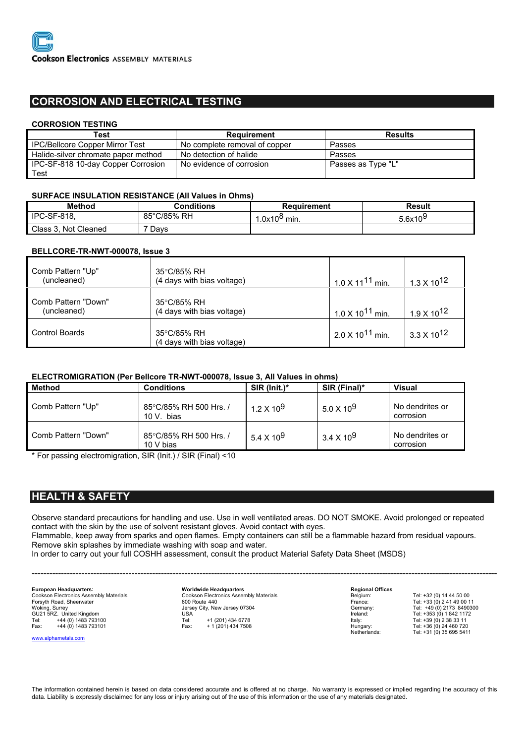Cookson Electronics ASSEMBLY MATERIALS

## CORROSION AND ELECTRICAL TESTING

### CORROSION TESTING

| Test | Requirement | Results |
|---|---|---|
| IPC/Bellcore Copper Mirror Test | No complete removal of copper | Passes |
| Halide-silver chromate paper method | No detection of halide | Passes |
| IPC-SF-818 10-day Copper Corrosion Test | No evidence of corrosion | Passes as Type "L" |

### SURFACE INSULATION RESISTANCE (All Values in Ohms)

| Method | Conditions | Requirement | Result |
|---|---|---|---|
| IPC-SF-818, Class 3, Not Cleaned | 85°C/85% RH 7 Days | $1.0x10^8$ min. | $5.6x10^9$ |

### BELLCORE-TR-NWT-000078, Issue 3

| | | | |
|---|---|---|---|
| Comb Pattern "Up" (uncleaned) | 35°C/85% RH (4 days with bias voltage) | $1.0 X 11^{11}$ min. | $1.3 X 10^{12}$ |
| Comb Pattern "Down" (uncleaned) | 35°C/85% RH (4 days with bias voltage) | $1.0 X 10^{11}$ min. | $1.9 X 10^{12}$ |
| Control Boards | 35°C/85% RH (4 days with bias voltage) | $2.0 X 10^{11}$ min. | $3.3 X 10^{12}$ |

### ELECTROMIGRATION (Per Bellcore TR-NWT-000078, Issue 3, All Values in ohms)

| Method | Conditions | SIR (Init.)* | SIR (Final)* | Visual |
|---|---|---|---|---|
| Comb Pattern "Up" | 85°C/85% RH 500 Hrs. / 10 V. bias | $1.2 X 10^9$ | $5.0 X 10^9$ | No dendrites or corrosion |
| Comb Pattern "Down" | 85°C/85% RH 500 Hrs. / 10 V bias | $5.4 X 10^9$ | $3.4 X 10^9$ | No dendrites or corrosion |

\* For passing electromigration, SIR (Init.) / SIR (Final) <10

## HEALTH & SAFETY

Observe standard precautions for handling and use. Use in well ventilated areas. DO NOT SMOKE. Avoid prolonged or repeated contact with the skin by the use of solvent resistant gloves. Avoid contact with eyes.
Flammable, keep away from sparks and open flames. Empty containers can still be a flammable hazard from residual vapours.
Remove skin splashes by immediate washing with soap and water.
In order to carry out your full COSHH assessment, consult the product Material Safety Data Sheet (MSDS)

---

**European Headquarters:**
Cookson Electronics Assembly Materials
Forsyth Road, Sheerwater
Woking, Surrey
GU21 5RZ. United Kingdom
Tel: +44 (0) 1483 793100
Fax: +44 (0) 1483 793101

www.alphametals.com

**Worldwide Headquarters**
Cookson Electronics Assembly Materials
600 Route 440
Jersey City, New Jersey 07304
USA
Tel: +1 (201) 434 6778
Fax: + 1 (201) 434 7508

**Regional Offices**

| | |
|---|---|
| Belgium: | Tel: +32 (0) 14 44 50 00 |
| France: | Tel: +33 (0) 2 41 49 00 11 |
| Germany: | Tel: +49 (0) 2173 8490300 |
| Ireland: | Tel: +353 (0) 1 842 1172 |
| Italy: | Tel: +39 (0) 2 38 33 11 |
| Hungary: | Tel: +36 (0) 24 460 720 |
| Netherlands: | Tel: +31 (0) 35 695 5411 |

The information contained herein is based on data considered accurate and is offered at no charge. No warranty is expressed or implied regarding the accuracy of this data. Liability is expressly disclaimed for any loss or injury arising out of the use of this information or the use of any materials designated.